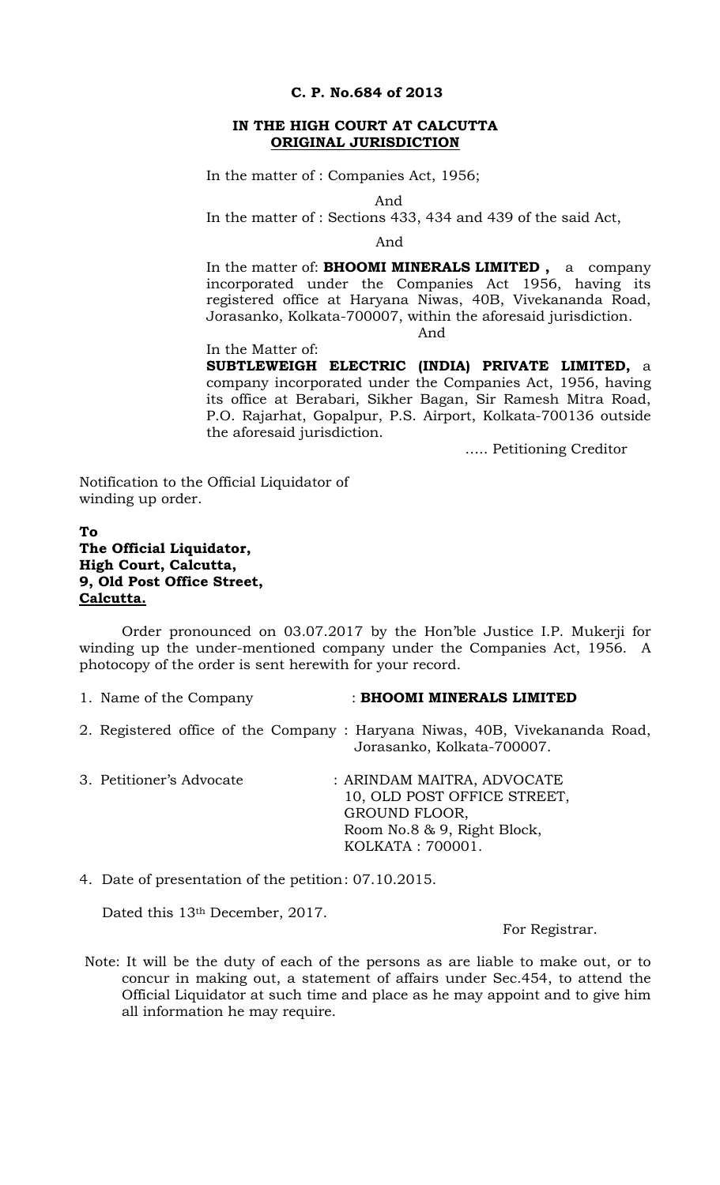**C. P. No.684 of 2013**

**IN THE HIGH COURT AT CALCUTTA**
**ORIGINAL JURISDICTION**

In the matter of : Companies Act, 1956;

And

In the matter of : Sections 433, 434 and 439 of the said Act,

And

In the matter of: **BHOOMI MINERALS LIMITED ,** a company incorporated under the Companies Act 1956, having its registered office at Haryana Niwas, 40B, Vivekananda Road, Jorasanko, Kolkata-700007, within the aforesaid jurisdiction.

And

In the Matter of:
**SUBTLEWEIGH ELECTRIC (INDIA) PRIVATE LIMITED,** a company incorporated under the Companies Act, 1956, having its office at Berabari, Sikher Bagan, Sir Ramesh Mitra Road, P.O. Rajarhat, Gopalpur, P.S. Airport, Kolkata-700136 outside the aforesaid jurisdiction.

….. Petitioning Creditor

Notification to the Official Liquidator of winding up order.

**To**
**The Official Liquidator,**
**High Court, Calcutta,**
**9, Old Post Office Street,**
**Calcutta.**

Order pronounced on 03.07.2017 by the Hon'ble Justice I.P. Mukerji for winding up the under-mentioned company under the Companies Act, 1956. A photocopy of the order is sent herewith for your record.

1. Name of the Company : **BHOOMI MINERALS LIMITED**
2. Registered office of the Company : Haryana Niwas, 40B, Vivekananda Road, Jorasanko, Kolkata-700007.
3. Petitioner's Advocate : ARINDAM MAITRA, ADVOCATE
   10, OLD POST OFFICE STREET,
   GROUND FLOOR,
   Room No.8 & 9, Right Block,
   KOLKATA : 700001.
4. Date of presentation of the petition: 07.10.2015.

Dated this 13th December, 2017.

For Registrar.

Note: It will be the duty of each of the persons as are liable to make out, or to concur in making out, a statement of affairs under Sec.454, to attend the Official Liquidator at such time and place as he may appoint and to give him all information he may require.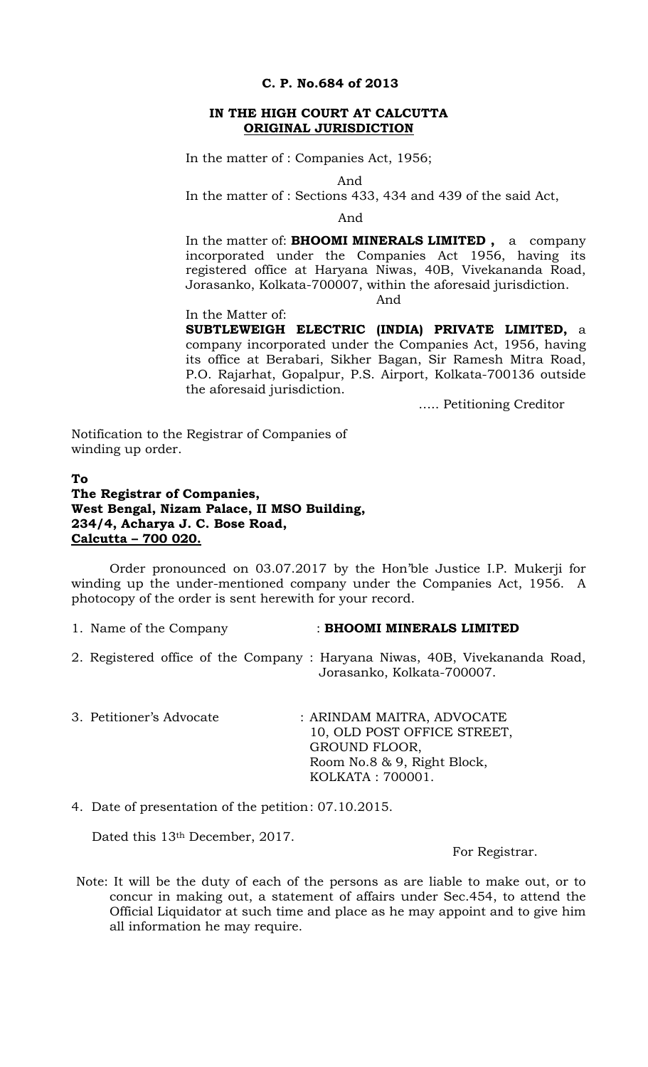**C. P. No.684 of 2013**

**IN THE HIGH COURT AT CALCUTTA**
**ORIGINAL JURISDICTION**

In the matter of : Companies Act, 1956;

And

In the matter of : Sections 433, 434 and 439 of the said Act,

And

In the matter of: **BHOOMI MINERALS LIMITED ,** a company incorporated under the Companies Act 1956, having its registered office at Haryana Niwas, 40B, Vivekananda Road, Jorasanko, Kolkata-700007, within the aforesaid jurisdiction.

And

In the Matter of:
**SUBTLEWEIGH ELECTRIC (INDIA) PRIVATE LIMITED,** a company incorporated under the Companies Act, 1956, having its office at Berabari, Sikher Bagan, Sir Ramesh Mitra Road, P.O. Rajarhat, Gopalpur, P.S. Airport, Kolkata-700136 outside the aforesaid jurisdiction.

….. Petitioning Creditor

Notification to the Registrar of Companies of winding up order.

**To**
**The Registrar of Companies,**
**West Bengal, Nizam Palace, II MSO Building,**
**234/4, Acharya J. C. Bose Road,**
**Calcutta – 700 020.**

Order pronounced on 03.07.2017 by the Hon'ble Justice I.P. Mukerji for winding up the under-mentioned company under the Companies Act, 1956. A photocopy of the order is sent herewith for your record.

1. Name of the Company : **BHOOMI MINERALS LIMITED**
2. Registered office of the Company : Haryana Niwas, 40B, Vivekananda Road, Jorasanko, Kolkata-700007.
3. Petitioner's Advocate : ARINDAM MAITRA, ADVOCATE
   10, OLD POST OFFICE STREET,
   GROUND FLOOR,
   Room No.8 & 9, Right Block,
   KOLKATA : 700001.
4. Date of presentation of the petition: 07.10.2015.

Dated this 13th December, 2017.

For Registrar.

Note: It will be the duty of each of the persons as are liable to make out, or to concur in making out, a statement of affairs under Sec.454, to attend the Official Liquidator at such time and place as he may appoint and to give him all information he may require.